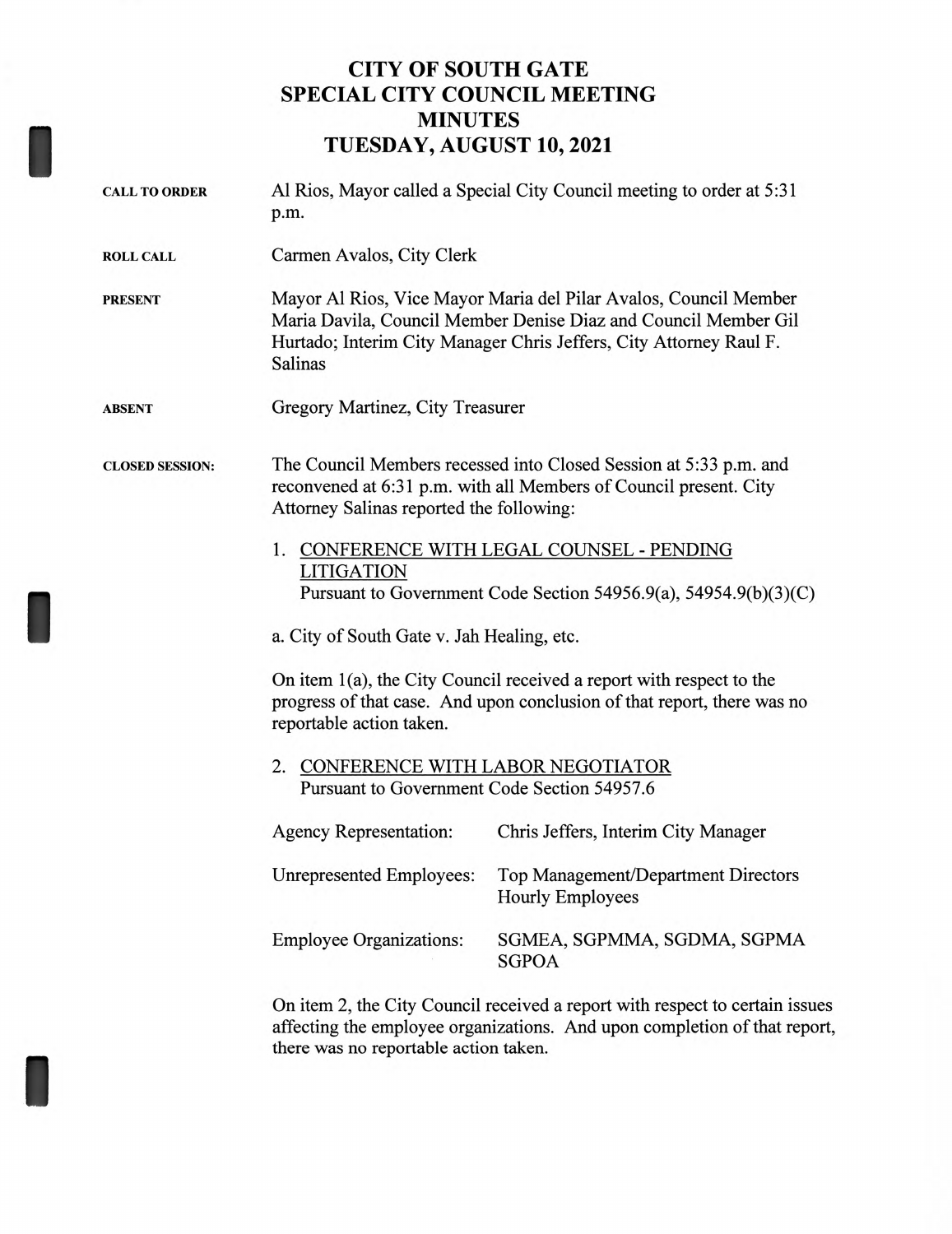# CITY OF SOUTH GATE
# SPECIAL CITY COUNCIL MEETING
# MINUTES
# TUESDAY, AUGUST 10, 2021

**CALL TO ORDER**

Al Rios, Mayor called a Special City Council meeting to order at 5:31 p.m.

**ROLL CALL**

Carmen Avalos, City Clerk

**PRESENT**

Mayor Al Rios, Vice Mayor Maria del Pilar Avalos, Council Member Maria Davila, Council Member Denise Diaz and Council Member Gil Hurtado; Interim City Manager Chris Jeffers, City Attorney Raul F. Salinas

**ABSENT**

Gregory Martinez, City Treasurer

**CLOSED SESSION:**

The Council Members recessed into Closed Session at 5:33 p.m. and reconvened at 6:31 p.m. with all Members of Council present. City Attorney Salinas reported the following:

1. CONFERENCE WITH LEGAL COUNSEL - PENDING LITIGATION
   Pursuant to Government Code Section 54956.9(a), 54954.9(b)(3)(C)

a. City of South Gate v. Jah Healing, etc.

On item 1(a), the City Council received a report with respect to the progress of that case. And upon conclusion of that report, there was no reportable action taken.

2. CONFERENCE WITH LABOR NEGOTIATOR
   Pursuant to Government Code Section 54957.6

| | |
|---|---|
| Agency Representation: | Chris Jeffers, Interim City Manager |
| Unrepresented Employees: | Top Management/Department Directors<br>Hourly Employees |
| Employee Organizations: | SGMEA, SGPMMA, SGDMA, SGPMA<br>SGPOA |

On item 2, the City Council received a report with respect to certain issues affecting the employee organizations. And upon completion of that report, there was no reportable action taken.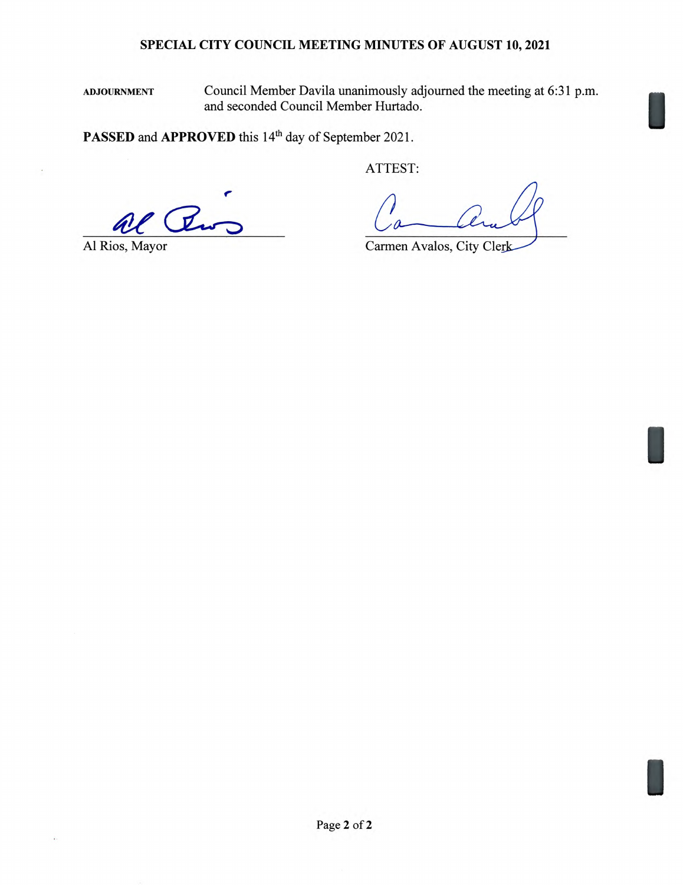**ADJOURNMENT** Council Member Davila unanimously adjourned the meeting at 6:31 p.m. and seconded Council Member Hurtado.

**PASSED** and **APPROVED** this 14th day of September 2021.

ATTEST:

Al Rios, Mayor

Carmen Avalos, City Clerk